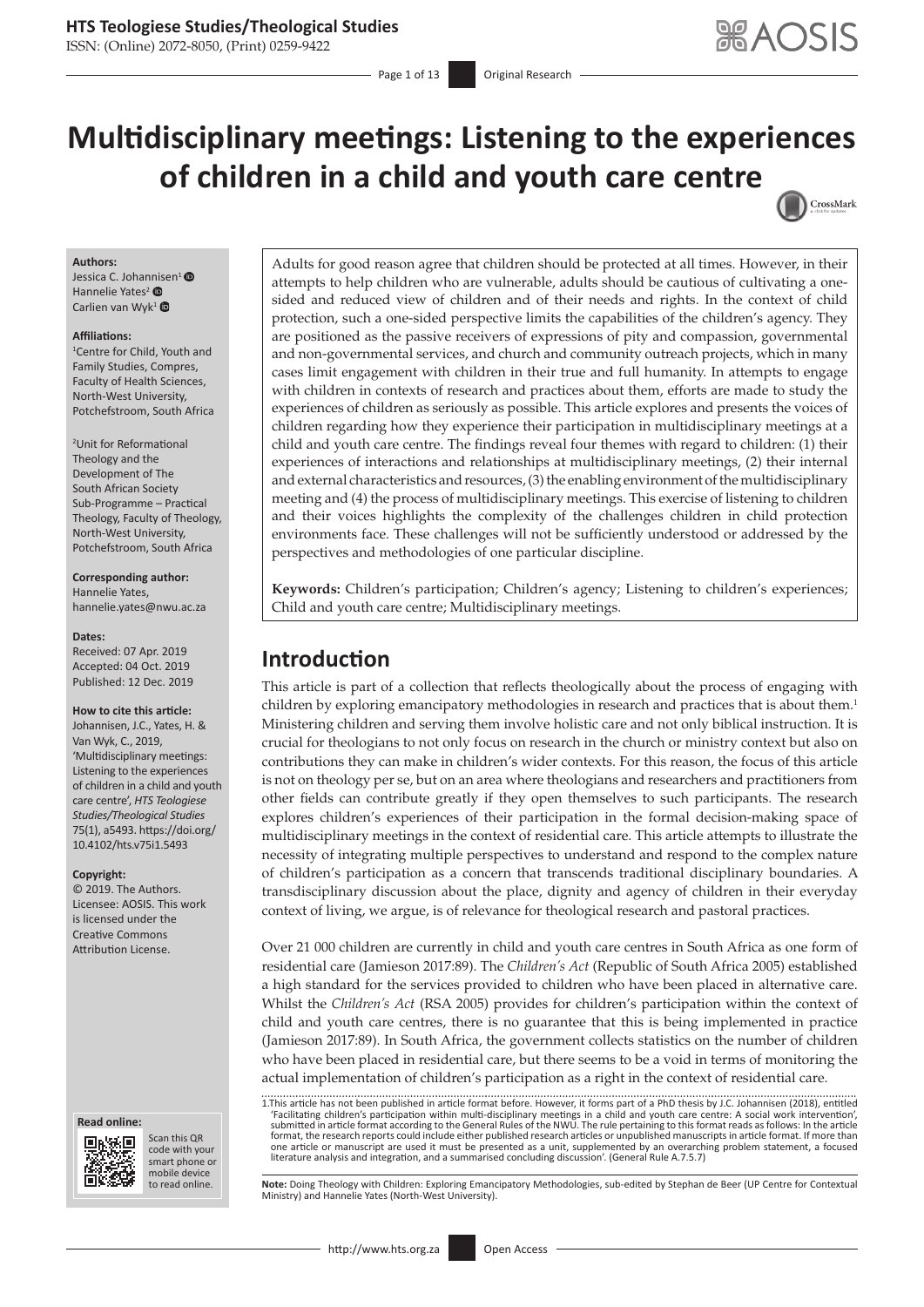# Multidisciplinary meetings: Listening to the experiences of children in a child and youth care centre

**Authors:**
Jessica C. Johannisen[1]
Hannelie Yates[2]
Carlien van Wyk[1]

**Affiliations:**
[1]Centre for Child, Youth and Family Studies, Compres, Faculty of Health Sciences, North-West University, Potchefstroom, South Africa

[2]Unit for Reformational Theology and the Development of The South African Society Sub-Programme – Practical Theology, Faculty of Theology, North-West University, Potchefstroom, South Africa

**Corresponding author:**
Hannelie Yates,
hannelie.yates@nwu.ac.za

**Dates:**
Received: 07 Apr. 2019
Accepted: 04 Oct. 2019
Published: 12 Dec. 2019

**How to cite this article:**
Johannisen, J.C., Yates, H. & Van Wyk, C., 2019, 'Multidisciplinary meetings: Listening to the experiences of children in a child and youth care centre', *HTS Teologiese Studies/Theological Studies* 75(1), a5493. https://doi.org/10.4102/hts.v75i1.5493

**Copyright:**
© 2019. The Authors. Licensee: AOSIS. This work is licensed under the Creative Commons Attribution License.

Adults for good reason agree that children should be protected at all times. However, in their attempts to help children who are vulnerable, adults should be cautious of cultivating a one-sided and reduced view of children and of their needs and rights. In the context of child protection, such a one-sided perspective limits the capabilities of the children's agency. They are positioned as the passive receivers of expressions of pity and compassion, governmental and non-governmental services, and church and community outreach projects, which in many cases limit engagement with children in their true and full humanity. In attempts to engage with children in contexts of research and practices about them, efforts are made to study the experiences of children as seriously as possible. This article explores and presents the voices of children regarding how they experience their participation in multidisciplinary meetings at a child and youth care centre. The findings reveal four themes with regard to children: (1) their experiences of interactions and relationships at multidisciplinary meetings, (2) their internal and external characteristics and resources, (3) the enabling environment of the multidisciplinary meeting and (4) the process of multidisciplinary meetings. This exercise of listening to children and their voices highlights the complexity of the challenges children in child protection environments face. These challenges will not be sufficiently understood or addressed by the perspectives and methodologies of one particular discipline.

**Keywords:** Children's participation; Children's agency; Listening to children's experiences; Child and youth care centre; Multidisciplinary meetings.

## Introduction

This article is part of a collection that reflects theologically about the process of engaging with children by exploring emancipatory methodologies in research and practices that is about them.[1] Ministering children and serving them involve holistic care and not only biblical instruction. It is crucial for theologians to not only focus on research in the church or ministry context but also on contributions they can make in children's wider contexts. For this reason, the focus of this article is not on theology per se, but on an area where theologians and researchers and practitioners from other fields can contribute greatly if they open themselves to such participants. The research explores children's experiences of their participation in the formal decision-making space of multidisciplinary meetings in the context of residential care. This article attempts to illustrate the necessity of integrating multiple perspectives to understand and respond to the complex nature of children's participation as a concern that transcends traditional disciplinary boundaries. A transdisciplinary discussion about the place, dignity and agency of children in their everyday context of living, we argue, is of relevance for theological research and pastoral practices.

Over 21 000 children are currently in child and youth care centres in South Africa as one form of residential care (Jamieson 2017:89). The *Children's Act* (Republic of South Africa 2005) established a high standard for the services provided to children who have been placed in alternative care. Whilst the *Children's Act* (RSA 2005) provides for children's participation within the context of child and youth care centres, there is no guarantee that this is being implemented in practice (Jamieson 2017:89). In South Africa, the government collects statistics on the number of children who have been placed in residential care, but there seems to be a void in terms of monitoring the actual implementation of children's participation as a right in the context of residential care.

1.This article has not been published in article format before. However, it forms part of a PhD thesis by J.C. Johannisen (2018), entitled 'Facilitating children's participation within multi-disciplinary meetings in a child and youth care centre: A social work intervention', submitted in article format according to the General Rules of the NWU. The rule pertaining to this format reads as follows: In the article format, the research reports could include either published research articles or unpublished manuscripts in article format. If more than one article or manuscript are used it must be presented as a unit, supplemented by an overarching problem statement, a focused literature analysis and integration, and a summarised concluding discussion'. (General Rule A.7.5.7)

**Note:** Doing Theology with Children: Exploring Emancipatory Methodologies, sub-edited by Stephan de Beer (UP Centre for Contextual Ministry) and Hannelie Yates (North-West University).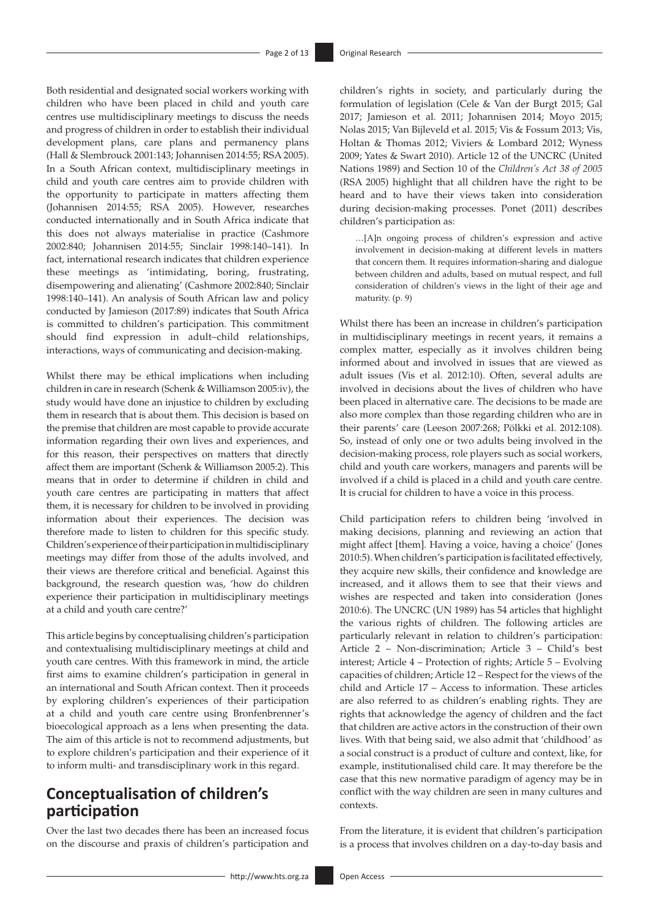Both residential and designated social workers working with children who have been placed in child and youth care centres use multidisciplinary meetings to discuss the needs and progress of children in order to establish their individual development plans, care plans and permanency plans (Hall & Slembrouck 2001:143; Johannisen 2014:55; RSA 2005). In a South African context, multidisciplinary meetings in child and youth care centres aim to provide children with the opportunity to participate in matters affecting them (Johannisen 2014:55; RSA 2005). However, researches conducted internationally and in South Africa indicate that this does not always materialise in practice (Cashmore 2002:840; Johannisen 2014:55; Sinclair 1998:140–141). In fact, international research indicates that children experience these meetings as 'intimidating, boring, frustrating, disempowering and alienating' (Cashmore 2002:840; Sinclair 1998:140–141). An analysis of South African law and policy conducted by Jamieson (2017:89) indicates that South Africa is committed to children's participation. This commitment should find expression in adult–child relationships, interactions, ways of communicating and decision-making.

Whilst there may be ethical implications when including children in care in research (Schenk & Williamson 2005:iv), the study would have done an injustice to children by excluding them in research that is about them. This decision is based on the premise that children are most capable to provide accurate information regarding their own lives and experiences, and for this reason, their perspectives on matters that directly affect them are important (Schenk & Williamson 2005:2). This means that in order to determine if children in child and youth care centres are participating in matters that affect them, it is necessary for children to be involved in providing information about their experiences. The decision was therefore made to listen to children for this specific study. Children's experience of their participation in multidisciplinary meetings may differ from those of the adults involved, and their views are therefore critical and beneficial. Against this background, the research question was, 'how do children experience their participation in multidisciplinary meetings at a child and youth care centre?'

This article begins by conceptualising children's participation and contextualising multidisciplinary meetings at child and youth care centres. With this framework in mind, the article first aims to examine children's participation in general in an international and South African context. Then it proceeds by exploring children's experiences of their participation at a child and youth care centre using Bronfenbrenner's bioecological approach as a lens when presenting the data. The aim of this article is not to recommend adjustments, but to explore children's participation and their experience of it to inform multi- and transdisciplinary work in this regard.

## Conceptualisation of children's participation

Over the last two decades there has been an increased focus on the discourse and praxis of children's participation and children's rights in society, and particularly during the formulation of legislation (Cele & Van der Burgt 2015; Gal 2017; Jamieson et al. 2011; Johannisen 2014; Moyo 2015; Nolas 2015; Van Bijleveld et al. 2015; Vis & Fossum 2013; Vis, Holtan & Thomas 2012; Viviers & Lombard 2012; Wyness 2009; Yates & Swart 2010). Article 12 of the UNCRC (United Nations 1989) and Section 10 of the *Children's Act 38 of 2005* (RSA 2005) highlight that all children have the right to be heard and to have their views taken into consideration during decision-making processes. Ponet (2011) describes children's participation as:

> …[A]n ongoing process of children's expression and active involvement in decision-making at different levels in matters that concern them. It requires information-sharing and dialogue between children and adults, based on mutual respect, and full consideration of children's views in the light of their age and maturity. (p. 9)

Whilst there has been an increase in children's participation in multidisciplinary meetings in recent years, it remains a complex matter, especially as it involves children being informed about and involved in issues that are viewed as adult issues (Vis et al. 2012:10). Often, several adults are involved in decisions about the lives of children who have been placed in alternative care. The decisions to be made are also more complex than those regarding children who are in their parents' care (Leeson 2007:268; Pölkki et al. 2012:108). So, instead of only one or two adults being involved in the decision-making process, role players such as social workers, child and youth care workers, managers and parents will be involved if a child is placed in a child and youth care centre. It is crucial for children to have a voice in this process.

Child participation refers to children being 'involved in making decisions, planning and reviewing an action that might affect [them]. Having a voice, having a choice' (Jones 2010:5). When children's participation is facilitated effectively, they acquire new skills, their confidence and knowledge are increased, and it allows them to see that their views and wishes are respected and taken into consideration (Jones 2010:6). The UNCRC (UN 1989) has 54 articles that highlight the various rights of children. The following articles are particularly relevant in relation to children's participation: Article 2 – Non-discrimination; Article 3 – Child's best interest; Article 4 – Protection of rights; Article 5 – Evolving capacities of children; Article 12 – Respect for the views of the child and Article 17 – Access to information. These articles are also referred to as children's enabling rights. They are rights that acknowledge the agency of children and the fact that children are active actors in the construction of their own lives. With that being said, we also admit that 'childhood' as a social construct is a product of culture and context, like, for example, institutionalised child care. It may therefore be the case that this new normative paradigm of agency may be in conflict with the way children are seen in many cultures and contexts.

From the literature, it is evident that children's participation is a process that involves children on a day-to-day basis and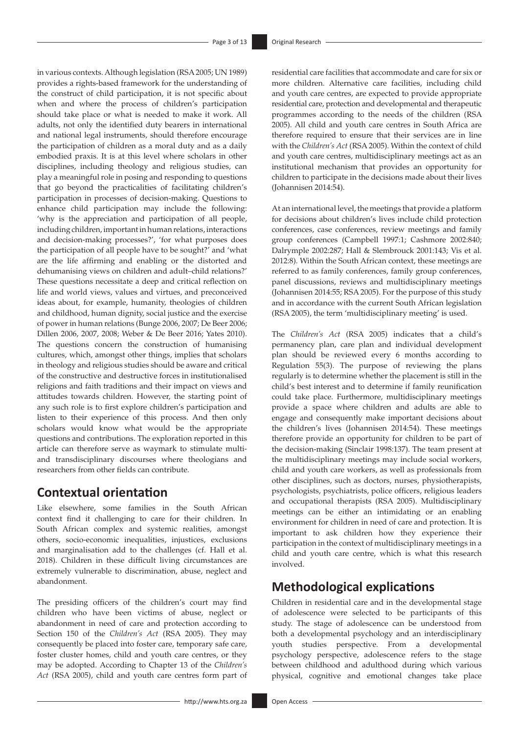in various contexts. Although legislation (RSA 2005; UN 1989) provides a rights-based framework for the understanding of the construct of child participation, it is not specific about when and where the process of children's participation should take place or what is needed to make it work. All adults, not only the identified duty bearers in international and national legal instruments, should therefore encourage the participation of children as a moral duty and as a daily embodied praxis. It is at this level where scholars in other disciplines, including theology and religious studies, can play a meaningful role in posing and responding to questions that go beyond the practicalities of facilitating children's participation in processes of decision-making. Questions to enhance child participation may include the following: 'why is the appreciation and participation of all people, including children, important in human relations, interactions and decision-making processes?', 'for what purposes does the participation of all people have to be sought?' and 'what are the life affirming and enabling or the distorted and dehumanising views on children and adult–child relations?' These questions necessitate a deep and critical reflection on life and world views, values and virtues, and preconceived ideas about, for example, humanity, theologies of children and childhood, human dignity, social justice and the exercise of power in human relations (Bunge 2006, 2007; De Beer 2006; Dillen 2006, 2007, 2008; Weber & De Beer 2016; Yates 2010). The questions concern the construction of humanising cultures, which, amongst other things, implies that scholars in theology and religious studies should be aware and critical of the constructive and destructive forces in institutionalised religions and faith traditions and their impact on views and attitudes towards children. However, the starting point of any such role is to first explore children's participation and listen to their experience of this process. And then only scholars would know what would be the appropriate questions and contributions. The exploration reported in this article can therefore serve as waymark to stimulate multi- and transdisciplinary discourses where theologians and researchers from other fields can contribute.

## Contextual orientation

Like elsewhere, some families in the South African context find it challenging to care for their children. In South African complex and systemic realities, amongst others, socio-economic inequalities, injustices, exclusions and marginalisation add to the challenges (cf. Hall et al. 2018). Children in these difficult living circumstances are extremely vulnerable to discrimination, abuse, neglect and abandonment.

The presiding officers of the children's court may find children who have been victims of abuse, neglect or abandonment in need of care and protection according to Section 150 of the *Children's Act* (RSA 2005). They may consequently be placed into foster care, temporary safe care, foster cluster homes, child and youth care centres, or they may be adopted. According to Chapter 13 of the *Children's Act* (RSA 2005), child and youth care centres form part of residential care facilities that accommodate and care for six or more children. Alternative care facilities, including child and youth care centres, are expected to provide appropriate residential care, protection and developmental and therapeutic programmes according to the needs of the children (RSA 2005). All child and youth care centres in South Africa are therefore required to ensure that their services are in line with the *Children's Act* (RSA 2005). Within the context of child and youth care centres, multidisciplinary meetings act as an institutional mechanism that provides an opportunity for children to participate in the decisions made about their lives (Johannisen 2014:54).

At an international level, the meetings that provide a platform for decisions about children's lives include child protection conferences, case conferences, review meetings and family group conferences (Campbell 1997:1; Cashmore 2002:840; Dalrymple 2002:287; Hall & Slembrouck 2001:143; Vis et al. 2012:8). Within the South African context, these meetings are referred to as family conferences, family group conferences, panel discussions, reviews and multidisciplinary meetings (Johannisen 2014:55; RSA 2005). For the purpose of this study and in accordance with the current South African legislation (RSA 2005), the term 'multidisciplinary meeting' is used.

The *Children's Act* (RSA 2005) indicates that a child's permanency plan, care plan and individual development plan should be reviewed every 6 months according to Regulation 55(3). The purpose of reviewing the plans regularly is to determine whether the placement is still in the child's best interest and to determine if family reunification could take place. Furthermore, multidisciplinary meetings provide a space where children and adults are able to engage and consequently make important decisions about the children's lives (Johannisen 2014:54). These meetings therefore provide an opportunity for children to be part of the decision-making (Sinclair 1998:137). The team present at the multidisciplinary meetings may include social workers, child and youth care workers, as well as professionals from other disciplines, such as doctors, nurses, physiotherapists, psychologists, psychiatrists, police officers, religious leaders and occupational therapists (RSA 2005). Multidisciplinary meetings can be either an intimidating or an enabling environment for children in need of care and protection. It is important to ask children how they experience their participation in the context of multidisciplinary meetings in a child and youth care centre, which is what this research involved.

## Methodological explications

Children in residential care and in the developmental stage of adolescence were selected to be participants of this study. The stage of adolescence can be understood from both a developmental psychology and an interdisciplinary youth studies perspective. From a developmental psychology perspective, adolescence refers to the stage between childhood and adulthood during which various physical, cognitive and emotional changes take place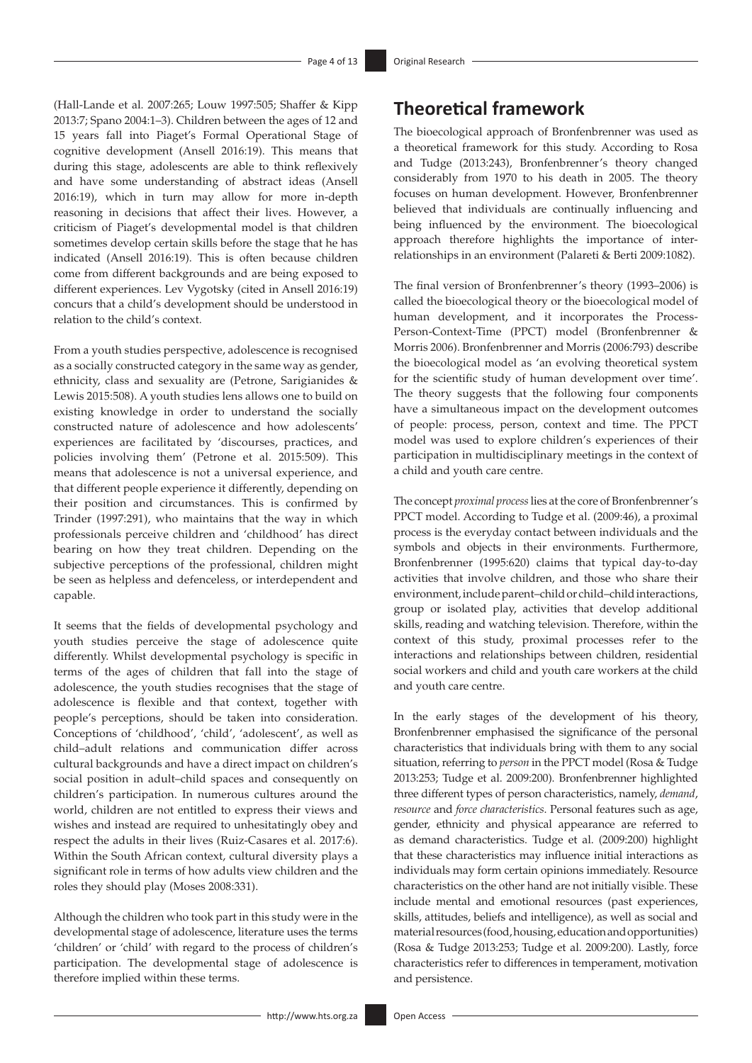(Hall-Lande et al. 2007:265; Louw 1997:505; Shaffer & Kipp 2013:7; Spano 2004:1–3). Children between the ages of 12 and 15 years fall into Piaget's Formal Operational Stage of cognitive development (Ansell 2016:19). This means that during this stage, adolescents are able to think reflexively and have some understanding of abstract ideas (Ansell 2016:19), which in turn may allow for more in-depth reasoning in decisions that affect their lives. However, a criticism of Piaget's developmental model is that children sometimes develop certain skills before the stage that he has indicated (Ansell 2016:19). This is often because children come from different backgrounds and are being exposed to different experiences. Lev Vygotsky (cited in Ansell 2016:19) concurs that a child's development should be understood in relation to the child's context.

From a youth studies perspective, adolescence is recognised as a socially constructed category in the same way as gender, ethnicity, class and sexuality are (Petrone, Sarigianides & Lewis 2015:508). A youth studies lens allows one to build on existing knowledge in order to understand the socially constructed nature of adolescence and how adolescents' experiences are facilitated by 'discourses, practices, and policies involving them' (Petrone et al. 2015:509). This means that adolescence is not a universal experience, and that different people experience it differently, depending on their position and circumstances. This is confirmed by Trinder (1997:291), who maintains that the way in which professionals perceive children and 'childhood' has direct bearing on how they treat children. Depending on the subjective perceptions of the professional, children might be seen as helpless and defenceless, or interdependent and capable.

It seems that the fields of developmental psychology and youth studies perceive the stage of adolescence quite differently. Whilst developmental psychology is specific in terms of the ages of children that fall into the stage of adolescence, the youth studies recognises that the stage of adolescence is flexible and that context, together with people's perceptions, should be taken into consideration. Conceptions of 'childhood', 'child', 'adolescent', as well as child–adult relations and communication differ across cultural backgrounds and have a direct impact on children's social position in adult–child spaces and consequently on children's participation. In numerous cultures around the world, children are not entitled to express their views and wishes and instead are required to unhesitatingly obey and respect the adults in their lives (Ruiz-Casares et al. 2017:6). Within the South African context, cultural diversity plays a significant role in terms of how adults view children and the roles they should play (Moses 2008:331).

Although the children who took part in this study were in the developmental stage of adolescence, literature uses the terms 'children' or 'child' with regard to the process of children's participation. The developmental stage of adolescence is therefore implied within these terms.

## Theoretical framework

The bioecological approach of Bronfenbrenner was used as a theoretical framework for this study. According to Rosa and Tudge (2013:243), Bronfenbrenner's theory changed considerably from 1970 to his death in 2005. The theory focuses on human development. However, Bronfenbrenner believed that individuals are continually influencing and being influenced by the environment. The bioecological approach therefore highlights the importance of inter-relationships in an environment (Palareti & Berti 2009:1082).

The final version of Bronfenbrenner's theory (1993–2006) is called the bioecological theory or the bioecological model of human development, and it incorporates the Process-Person-Context-Time (PPCT) model (Bronfenbrenner & Morris 2006). Bronfenbrenner and Morris (2006:793) describe the bioecological model as 'an evolving theoretical system for the scientific study of human development over time'. The theory suggests that the following four components have a simultaneous impact on the development outcomes of people: process, person, context and time. The PPCT model was used to explore children's experiences of their participation in multidisciplinary meetings in the context of a child and youth care centre.

The concept *proximal process* lies at the core of Bronfenbrenner's PPCT model. According to Tudge et al. (2009:46), a proximal process is the everyday contact between individuals and the symbols and objects in their environments. Furthermore, Bronfenbrenner (1995:620) claims that typical day-to-day activities that involve children, and those who share their environment, include parent–child or child–child interactions, group or isolated play, activities that develop additional skills, reading and watching television. Therefore, within the context of this study, proximal processes refer to the interactions and relationships between children, residential social workers and child and youth care workers at the child and youth care centre.

In the early stages of the development of his theory, Bronfenbrenner emphasised the significance of the personal characteristics that individuals bring with them to any social situation, referring to *person* in the PPCT model (Rosa & Tudge 2013:253; Tudge et al. 2009:200). Bronfenbrenner highlighted three different types of person characteristics, namely, *demand*, *resource* and *force characteristics*. Personal features such as age, gender, ethnicity and physical appearance are referred to as demand characteristics. Tudge et al. (2009:200) highlight that these characteristics may influence initial interactions as individuals may form certain opinions immediately. Resource characteristics on the other hand are not initially visible. These include mental and emotional resources (past experiences, skills, attitudes, beliefs and intelligence), as well as social and material resources (food, housing, education and opportunities) (Rosa & Tudge 2013:253; Tudge et al. 2009:200). Lastly, force characteristics refer to differences in temperament, motivation and persistence.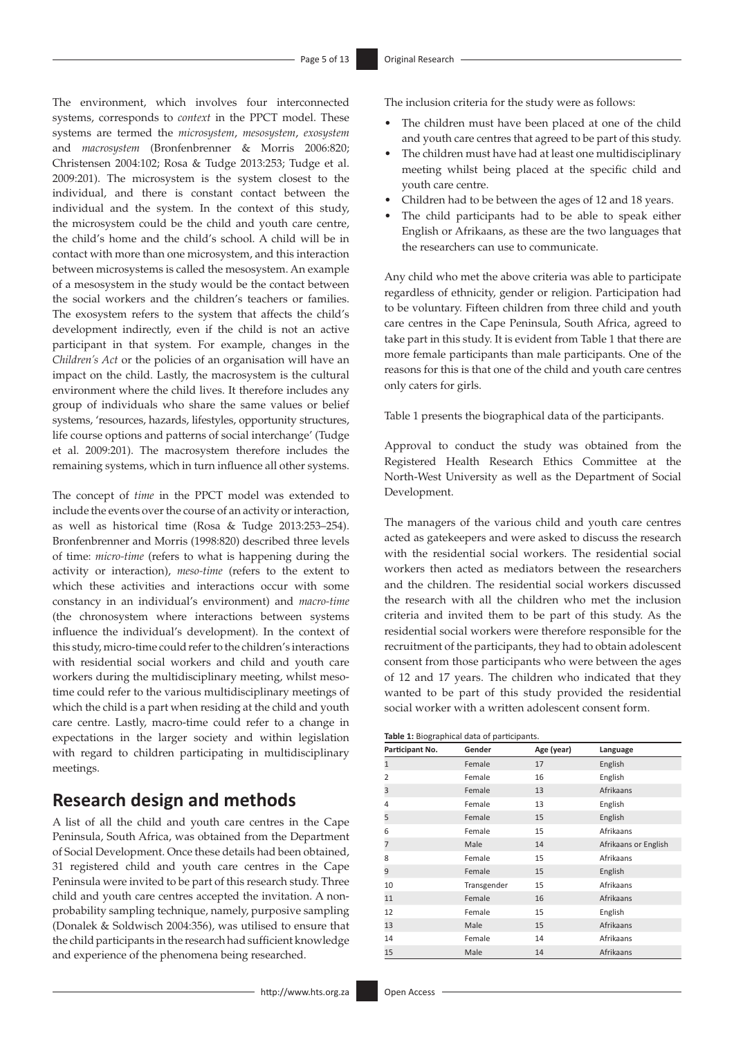The environment, which involves four interconnected systems, corresponds to *context* in the PPCT model. These systems are termed the *microsystem*, *mesosystem*, *exosystem* and *macrosystem* (Bronfenbrenner & Morris 2006:820; Christensen 2004:102; Rosa & Tudge 2013:253; Tudge et al. 2009:201). The microsystem is the system closest to the individual, and there is constant contact between the individual and the system. In the context of this study, the microsystem could be the child and youth care centre, the child's home and the child's school. A child will be in contact with more than one microsystem, and this interaction between microsystems is called the mesosystem. An example of a mesosystem in the study would be the contact between the social workers and the children's teachers or families. The exosystem refers to the system that affects the child's development indirectly, even if the child is not an active participant in that system. For example, changes in the *Children's Act* or the policies of an organisation will have an impact on the child. Lastly, the macrosystem is the cultural environment where the child lives. It therefore includes any group of individuals who share the same values or belief systems, 'resources, hazards, lifestyles, opportunity structures, life course options and patterns of social interchange' (Tudge et al. 2009:201). The macrosystem therefore includes the remaining systems, which in turn influence all other systems.

The concept of *time* in the PPCT model was extended to include the events over the course of an activity or interaction, as well as historical time (Rosa & Tudge 2013:253–254). Bronfenbrenner and Morris (1998:820) described three levels of time: *micro-time* (refers to what is happening during the activity or interaction), *meso-time* (refers to the extent to which these activities and interactions occur with some constancy in an individual's environment) and *macro-time* (the chronosystem where interactions between systems influence the individual's development). In the context of this study, micro-time could refer to the children's interactions with residential social workers and child and youth care workers during the multidisciplinary meeting, whilst meso-time could refer to the various multidisciplinary meetings of which the child is a part when residing at the child and youth care centre. Lastly, macro-time could refer to a change in expectations in the larger society and within legislation with regard to children participating in multidisciplinary meetings.

## Research design and methods

A list of all the child and youth care centres in the Cape Peninsula, South Africa, was obtained from the Department of Social Development. Once these details had been obtained, 31 registered child and youth care centres in the Cape Peninsula were invited to be part of this research study. Three child and youth care centres accepted the invitation. A non-probability sampling technique, namely, purposive sampling (Donalek & Soldwisch 2004:356), was utilised to ensure that the child participants in the research had sufficient knowledge and experience of the phenomena being researched.

The inclusion criteria for the study were as follows:

- The children must have been placed at one of the child and youth care centres that agreed to be part of this study.
- The children must have had at least one multidisciplinary meeting whilst being placed at the specific child and youth care centre.
- Children had to be between the ages of 12 and 18 years.
- The child participants had to be able to speak either English or Afrikaans, as these are the two languages that the researchers can use to communicate.

Any child who met the above criteria was able to participate regardless of ethnicity, gender or religion. Participation had to be voluntary. Fifteen children from three child and youth care centres in the Cape Peninsula, South Africa, agreed to take part in this study. It is evident from Table 1 that there are more female participants than male participants. One of the reasons for this is that one of the child and youth care centres only caters for girls.

Table 1 presents the biographical data of the participants.

Approval to conduct the study was obtained from the Registered Health Research Ethics Committee at the North-West University as well as the Department of Social Development.

The managers of the various child and youth care centres acted as gatekeepers and were asked to discuss the research with the residential social workers. The residential social workers then acted as mediators between the researchers and the children. The residential social workers discussed the research with all the children who met the inclusion criteria and invited them to be part of this study. As the residential social workers were therefore responsible for the recruitment of the participants, they had to obtain adolescent consent from those participants who were between the ages of 12 and 17 years. The children who indicated that they wanted to be part of this study provided the residential social worker with a written adolescent consent form.

**Table 1:** Biographical data of participants.

| Participant No. | Gender | Age (year) | Language |
|---|---|---|---|
| 1 | Female | 17 | English |
| 2 | Female | 16 | English |
| 3 | Female | 13 | Afrikaans |
| 4 | Female | 13 | English |
| 5 | Female | 15 | English |
| 6 | Female | 15 | Afrikaans |
| 7 | Male | 14 | Afrikaans or English |
| 8 | Female | 15 | Afrikaans |
| 9 | Female | 15 | English |
| 10 | Transgender | 15 | Afrikaans |
| 11 | Female | 16 | Afrikaans |
| 12 | Female | 15 | English |
| 13 | Male | 15 | Afrikaans |
| 14 | Female | 14 | Afrikaans |
| 15 | Male | 14 | Afrikaans |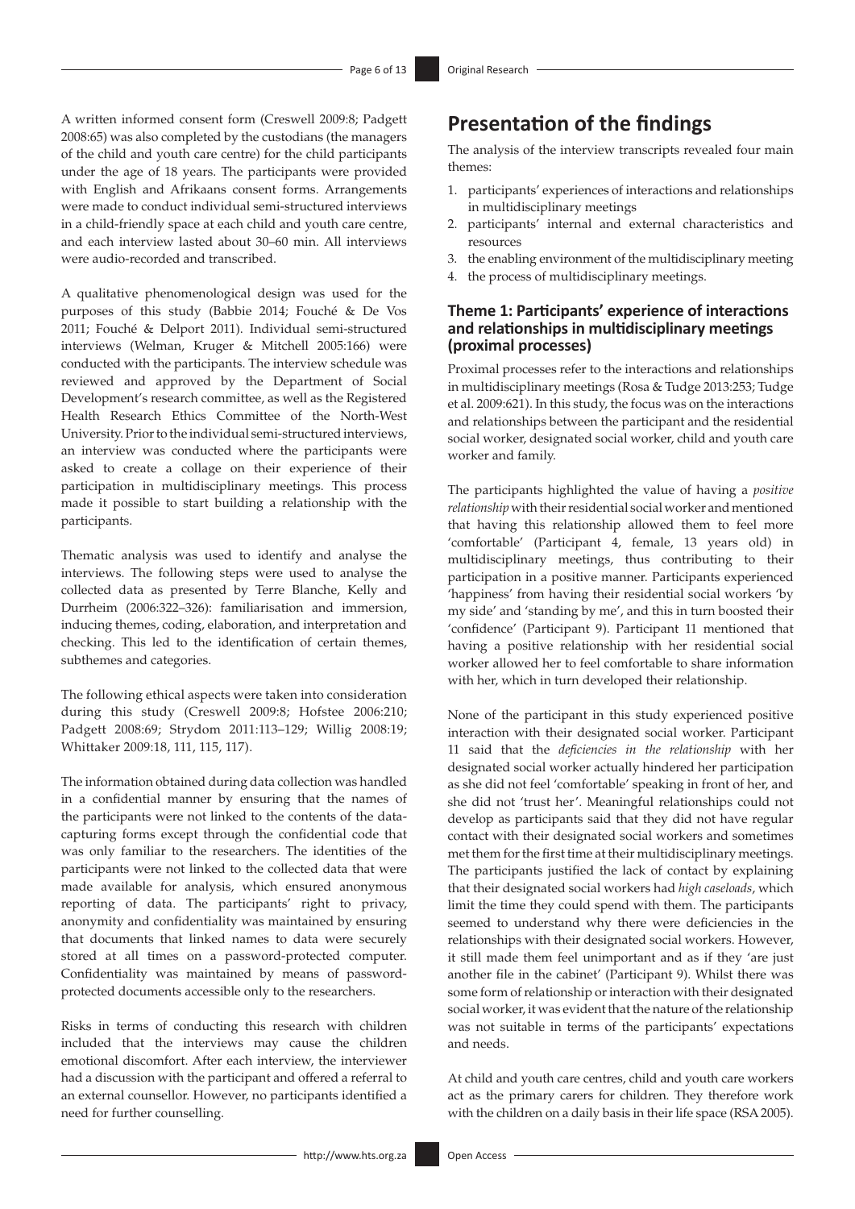A written informed consent form (Creswell 2009:8; Padgett 2008:65) was also completed by the custodians (the managers of the child and youth care centre) for the child participants under the age of 18 years. The participants were provided with English and Afrikaans consent forms. Arrangements were made to conduct individual semi-structured interviews in a child-friendly space at each child and youth care centre, and each interview lasted about 30–60 min. All interviews were audio-recorded and transcribed.

A qualitative phenomenological design was used for the purposes of this study (Babbie 2014; Fouché & De Vos 2011; Fouché & Delport 2011). Individual semi-structured interviews (Welman, Kruger & Mitchell 2005:166) were conducted with the participants. The interview schedule was reviewed and approved by the Department of Social Development's research committee, as well as the Registered Health Research Ethics Committee of the North-West University. Prior to the individual semi-structured interviews, an interview was conducted where the participants were asked to create a collage on their experience of their participation in multidisciplinary meetings. This process made it possible to start building a relationship with the participants.

Thematic analysis was used to identify and analyse the interviews. The following steps were used to analyse the collected data as presented by Terre Blanche, Kelly and Durrheim (2006:322–326): familiarisation and immersion, inducing themes, coding, elaboration, and interpretation and checking. This led to the identification of certain themes, subthemes and categories.

The following ethical aspects were taken into consideration during this study (Creswell 2009:8; Hofstee 2006:210; Padgett 2008:69; Strydom 2011:113–129; Willig 2008:19; Whittaker 2009:18, 111, 115, 117).

The information obtained during data collection was handled in a confidential manner by ensuring that the names of the participants were not linked to the contents of the data-capturing forms except through the confidential code that was only familiar to the researchers. The identities of the participants were not linked to the collected data that were made available for analysis, which ensured anonymous reporting of data. The participants' right to privacy, anonymity and confidentiality was maintained by ensuring that documents that linked names to data were securely stored at all times on a password-protected computer. Confidentiality was maintained by means of password-protected documents accessible only to the researchers.

Risks in terms of conducting this research with children included that the interviews may cause the children emotional discomfort. After each interview, the interviewer had a discussion with the participant and offered a referral to an external counsellor. However, no participants identified a need for further counselling.

# Presentation of the findings

The analysis of the interview transcripts revealed four main themes:

1. participants' experiences of interactions and relationships in multidisciplinary meetings
2. participants' internal and external characteristics and resources
3. the enabling environment of the multidisciplinary meeting
4. the process of multidisciplinary meetings.

### Theme 1: Participants' experience of interactions and relationships in multidisciplinary meetings (proximal processes)

Proximal processes refer to the interactions and relationships in multidisciplinary meetings (Rosa & Tudge 2013:253; Tudge et al. 2009:621). In this study, the focus was on the interactions and relationships between the participant and the residential social worker, designated social worker, child and youth care worker and family.

The participants highlighted the value of having a *positive relationship* with their residential social worker and mentioned that having this relationship allowed them to feel more 'comfortable' (Participant 4, female, 13 years old) in multidisciplinary meetings, thus contributing to their participation in a positive manner. Participants experienced 'happiness' from having their residential social workers 'by my side' and 'standing by me', and this in turn boosted their 'confidence' (Participant 9). Participant 11 mentioned that having a positive relationship with her residential social worker allowed her to feel comfortable to share information with her, which in turn developed their relationship.

None of the participant in this study experienced positive interaction with their designated social worker. Participant 11 said that the *deficiencies in the relationship* with her designated social worker actually hindered her participation as she did not feel 'comfortable' speaking in front of her, and she did not 'trust her'. Meaningful relationships could not develop as participants said that they did not have regular contact with their designated social workers and sometimes met them for the first time at their multidisciplinary meetings. The participants justified the lack of contact by explaining that their designated social workers had *high caseloads*, which limit the time they could spend with them. The participants seemed to understand why there were deficiencies in the relationships with their designated social workers. However, it still made them feel unimportant and as if they 'are just another file in the cabinet' (Participant 9). Whilst there was some form of relationship or interaction with their designated social worker, it was evident that the nature of the relationship was not suitable in terms of the participants' expectations and needs.

At child and youth care centres, child and youth care workers act as the primary carers for children. They therefore work with the children on a daily basis in their life space (RSA 2005).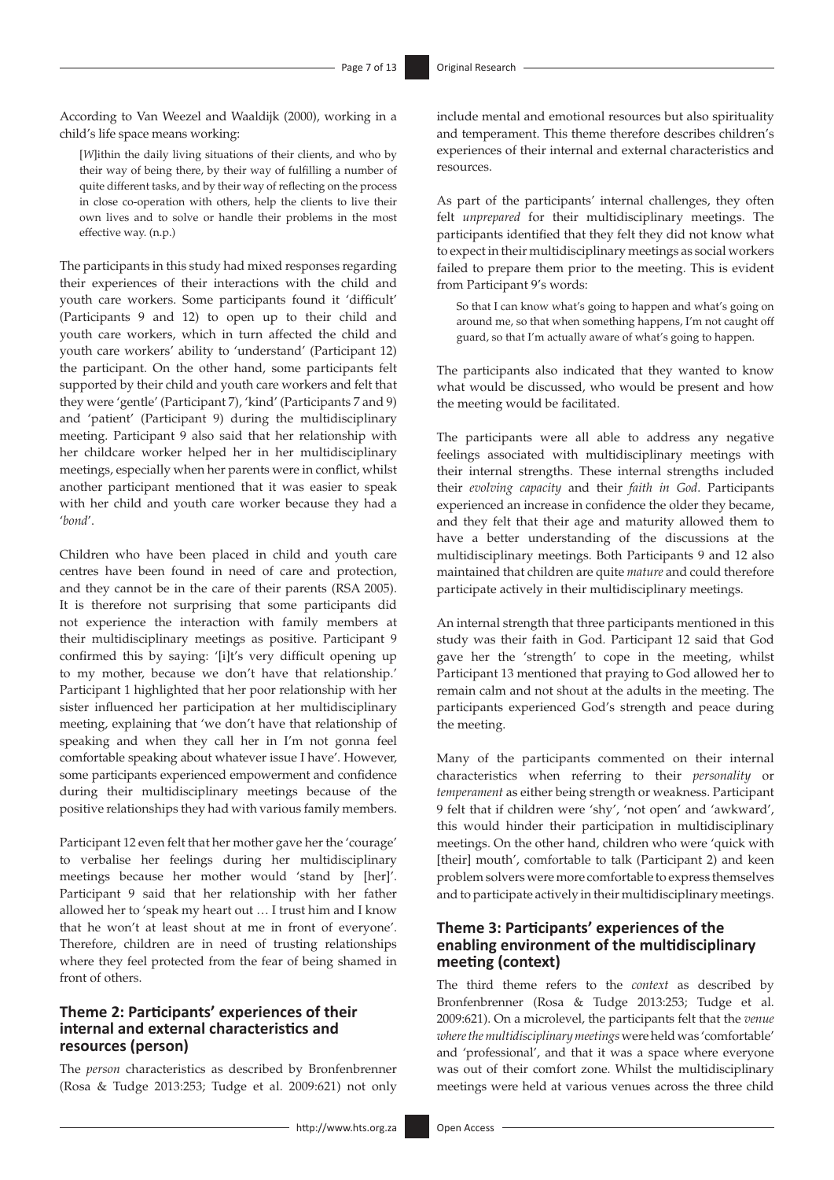According to Van Weezel and Waaldijk (2000), working in a child's life space means working:

> [*W*]ithin the daily living situations of their clients, and who by their way of being there, by their way of fulfilling a number of quite different tasks, and by their way of reflecting on the process in close co-operation with others, help the clients to live their own lives and to solve or handle their problems in the most effective way. (n.p.)

The participants in this study had mixed responses regarding their experiences of their interactions with the child and youth care workers. Some participants found it 'difficult' (Participants 9 and 12) to open up to their child and youth care workers, which in turn affected the child and youth care workers' ability to 'understand' (Participant 12) the participant. On the other hand, some participants felt supported by their child and youth care workers and felt that they were 'gentle' (Participant 7), 'kind' (Participants 7 and 9) and 'patient' (Participant 9) during the multidisciplinary meeting. Participant 9 also said that her relationship with her childcare worker helped her in her multidisciplinary meetings, especially when her parents were in conflict, whilst another participant mentioned that it was easier to speak with her child and youth care worker because they had a '*bond*'.

Children who have been placed in child and youth care centres have been found in need of care and protection, and they cannot be in the care of their parents (RSA 2005). It is therefore not surprising that some participants did not experience the interaction with family members at their multidisciplinary meetings as positive. Participant 9 confirmed this by saying: '[i]t's very difficult opening up to my mother, because we don't have that relationship.' Participant 1 highlighted that her poor relationship with her sister influenced her participation at her multidisciplinary meeting, explaining that 'we don't have that relationship of speaking and when they call her in I'm not gonna feel comfortable speaking about whatever issue I have'. However, some participants experienced empowerment and confidence during their multidisciplinary meetings because of the positive relationships they had with various family members.

Participant 12 even felt that her mother gave her the 'courage' to verbalise her feelings during her multidisciplinary meetings because her mother would 'stand by [her]'. Participant 9 said that her relationship with her father allowed her to 'speak my heart out … I trust him and I know that he won't at least shout at me in front of everyone'. Therefore, children are in need of trusting relationships where they feel protected from the fear of being shamed in front of others.

### Theme 2: Participants' experiences of their internal and external characteristics and resources (person)

The *person* characteristics as described by Bronfenbrenner (Rosa & Tudge 2013:253; Tudge et al. 2009:621) not only include mental and emotional resources but also spirituality and temperament. This theme therefore describes children's experiences of their internal and external characteristics and resources.

As part of the participants' internal challenges, they often felt *unprepared* for their multidisciplinary meetings. The participants identified that they felt they did not know what to expect in their multidisciplinary meetings as social workers failed to prepare them prior to the meeting. This is evident from Participant 9's words:

> So that I can know what's going to happen and what's going on around me, so that when something happens, I'm not caught off guard, so that I'm actually aware of what's going to happen.

The participants also indicated that they wanted to know what would be discussed, who would be present and how the meeting would be facilitated.

The participants were all able to address any negative feelings associated with multidisciplinary meetings with their internal strengths. These internal strengths included their *evolving capacity* and their *faith in God*. Participants experienced an increase in confidence the older they became, and they felt that their age and maturity allowed them to have a better understanding of the discussions at the multidisciplinary meetings. Both Participants 9 and 12 also maintained that children are quite *mature* and could therefore participate actively in their multidisciplinary meetings.

An internal strength that three participants mentioned in this study was their faith in God. Participant 12 said that God gave her the 'strength' to cope in the meeting, whilst Participant 13 mentioned that praying to God allowed her to remain calm and not shout at the adults in the meeting. The participants experienced God's strength and peace during the meeting.

Many of the participants commented on their internal characteristics when referring to their *personality* or *temperament* as either being strength or weakness. Participant 9 felt that if children were 'shy', 'not open' and 'awkward', this would hinder their participation in multidisciplinary meetings. On the other hand, children who were 'quick with [their] mouth', comfortable to talk (Participant 2) and keen problem solvers were more comfortable to express themselves and to participate actively in their multidisciplinary meetings.

### Theme 3: Participants' experiences of the enabling environment of the multidisciplinary meeting (context)

The third theme refers to the *context* as described by Bronfenbrenner (Rosa & Tudge 2013:253; Tudge et al. 2009:621). On a microlevel, the participants felt that the *venue where the multidisciplinary meetings* were held was 'comfortable' and 'professional', and that it was a space where everyone was out of their comfort zone. Whilst the multidisciplinary meetings were held at various venues across the three child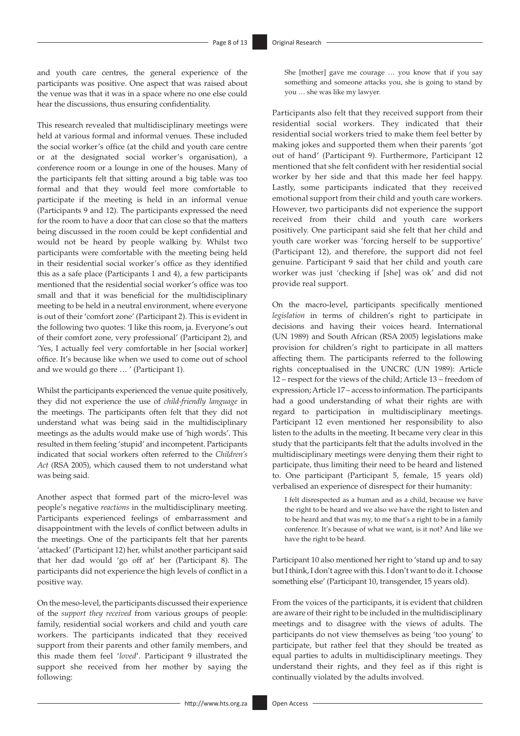and youth care centres, the general experience of the participants was positive. One aspect that was raised about the venue was that it was in a space where no one else could hear the discussions, thus ensuring confidentiality.

This research revealed that multidisciplinary meetings were held at various formal and informal venues. These included the social worker's office (at the child and youth care centre or at the designated social worker's organisation), a conference room or a lounge in one of the houses. Many of the participants felt that sitting around a big table was too formal and that they would feel more comfortable to participate if the meeting is held in an informal venue (Participants 9 and 12). The participants expressed the need for the room to have a door that can close so that the matters being discussed in the room could be kept confidential and would not be heard by people walking by. Whilst two participants were comfortable with the meeting being held in their residential social worker's office as they identified this as a safe place (Participants 1 and 4), a few participants mentioned that the residential social worker's office was too small and that it was beneficial for the multidisciplinary meeting to be held in a neutral environment, where everyone is out of their 'comfort zone' (Participant 2). This is evident in the following two quotes: 'I like this room, ja. Everyone's out of their comfort zone, very professional' (Participant 2), and 'Yes, I actually feel very comfortable in her [social worker] office. It's because like when we used to come out of school and we would go there … ' (Participant 1).

Whilst the participants experienced the venue quite positively, they did not experience the use of *child-friendly language* in the meetings. The participants often felt that they did not understand what was being said in the multidisciplinary meetings as the adults would make use of 'high words'. This resulted in them feeling 'stupid' and incompetent. Participants indicated that social workers often referred to the *Children's Act* (RSA 2005), which caused them to not understand what was being said.

Another aspect that formed part of the micro-level was people's negative *reactions* in the multidisciplinary meeting. Participants experienced feelings of embarrassment and disappointment with the levels of conflict between adults in the meetings. One of the participants felt that her parents 'attacked' (Participant 12) her, whilst another participant said that her dad would 'go off at' her (Participant 8). The participants did not experience the high levels of conflict in a positive way.

On the meso-level, the participants discussed their experience of the *support they received* from various groups of people: family, residential social workers and child and youth care workers. The participants indicated that they received support from their parents and other family members, and this made them feel '*loved*'. Participant 9 illustrated the support she received from her mother by saying the following:

> She [mother] gave me courage … you know that if you say something and someone attacks you, she is going to stand by you … she was like my lawyer.

Participants also felt that they received support from their residential social workers. They indicated that their residential social workers tried to make them feel better by making jokes and supported them when their parents 'got out of hand' (Participant 9). Furthermore, Participant 12 mentioned that she felt confident with her residential social worker by her side and that this made her feel happy. Lastly, some participants indicated that they received emotional support from their child and youth care workers. However, two participants did not experience the support received from their child and youth care workers positively. One participant said she felt that her child and youth care worker was 'forcing herself to be supportive' (Participant 12), and therefore, the support did not feel genuine. Participant 9 said that her child and youth care worker was just 'checking if [she] was ok' and did not provide real support.

On the macro-level, participants specifically mentioned *legislation* in terms of children's right to participate in decisions and having their voices heard. International (UN 1989) and South African (RSA 2005) legislations make provision for children's right to participate in all matters affecting them. The participants referred to the following rights conceptualised in the UNCRC (UN 1989): Article 12 – respect for the views of the child; Article 13 – freedom of expression; Article 17 – access to information. The participants had a good understanding of what their rights are with regard to participation in multidisciplinary meetings. Participant 12 even mentioned her responsibility to also listen to the adults in the meeting. It became very clear in this study that the participants felt that the adults involved in the multidisciplinary meetings were denying them their right to participate, thus limiting their need to be heard and listened to. One participant (Participant 5, female, 15 years old) verbalised an experience of disrespect for their humanity:

> I felt disrespected as a human and as a child, because we have the right to be heard and we also we have the right to listen and to be heard and that was my, to me that's a right to be in a family conference. It's because of what we want, is it not? And like we have the right to be heard.

Participant 10 also mentioned her right to 'stand up and to say but I think, I don't agree with this. I don't want to do it. I choose something else' (Participant 10, transgender, 15 years old).

From the voices of the participants, it is evident that children are aware of their right to be included in the multidisciplinary meetings and to disagree with the views of adults. The participants do not view themselves as being 'too young' to participate, but rather feel that they should be treated as equal parties to adults in multidisciplinary meetings. They understand their rights, and they feel as if this right is continually violated by the adults involved.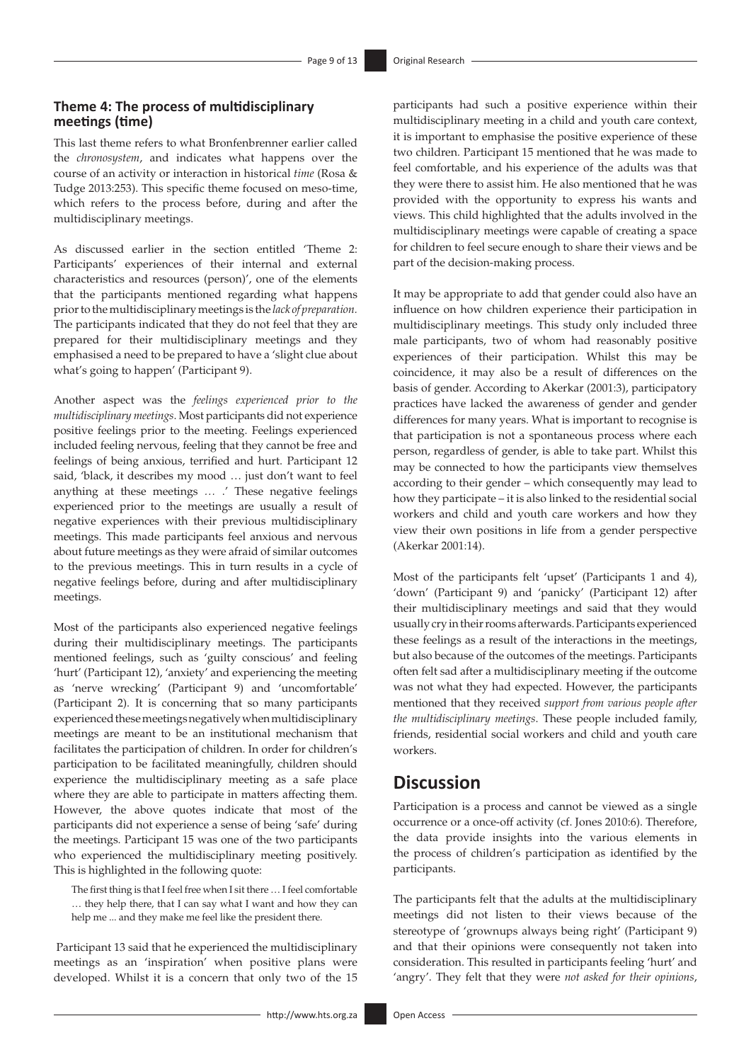### Theme 4: The process of multidisciplinary meetings (time)

This last theme refers to what Bronfenbrenner earlier called the *chronosystem*, and indicates what happens over the course of an activity or interaction in historical *time* (Rosa & Tudge 2013:253). This specific theme focused on meso-time, which refers to the process before, during and after the multidisciplinary meetings.

As discussed earlier in the section entitled 'Theme 2: Participants' experiences of their internal and external characteristics and resources (person)', one of the elements that the participants mentioned regarding what happens prior to the multidisciplinary meetings is the *lack of preparation*. The participants indicated that they do not feel that they are prepared for their multidisciplinary meetings and they emphasised a need to be prepared to have a 'slight clue about what's going to happen' (Participant 9).

Another aspect was the *feelings experienced prior to the multidisciplinary meetings*. Most participants did not experience positive feelings prior to the meeting. Feelings experienced included feeling nervous, feeling that they cannot be free and feelings of being anxious, terrified and hurt. Participant 12 said, 'black, it describes my mood … just don't want to feel anything at these meetings … .' These negative feelings experienced prior to the meetings are usually a result of negative experiences with their previous multidisciplinary meetings. This made participants feel anxious and nervous about future meetings as they were afraid of similar outcomes to the previous meetings. This in turn results in a cycle of negative feelings before, during and after multidisciplinary meetings.

Most of the participants also experienced negative feelings during their multidisciplinary meetings. The participants mentioned feelings, such as 'guilty conscious' and feeling 'hurt' (Participant 12), 'anxiety' and experiencing the meeting as 'nerve wrecking' (Participant 9) and 'uncomfortable' (Participant 2). It is concerning that so many participants experienced these meetings negatively when multidisciplinary meetings are meant to be an institutional mechanism that facilitates the participation of children. In order for children's participation to be facilitated meaningfully, children should experience the multidisciplinary meeting as a safe place where they are able to participate in matters affecting them. However, the above quotes indicate that most of the participants did not experience a sense of being 'safe' during the meetings. Participant 15 was one of the two participants who experienced the multidisciplinary meeting positively. This is highlighted in the following quote:

> The first thing is that I feel free when I sit there … I feel comfortable … they help there, that I can say what I want and how they can help me ... and they make me feel like the president there.

Participant 13 said that he experienced the multidisciplinary meetings as an 'inspiration' when positive plans were developed. Whilst it is a concern that only two of the 15 participants had such a positive experience within their multidisciplinary meeting in a child and youth care context, it is important to emphasise the positive experience of these two children. Participant 15 mentioned that he was made to feel comfortable, and his experience of the adults was that they were there to assist him. He also mentioned that he was provided with the opportunity to express his wants and views. This child highlighted that the adults involved in the multidisciplinary meetings were capable of creating a space for children to feel secure enough to share their views and be part of the decision-making process.

It may be appropriate to add that gender could also have an influence on how children experience their participation in multidisciplinary meetings. This study only included three male participants, two of whom had reasonably positive experiences of their participation. Whilst this may be coincidence, it may also be a result of differences on the basis of gender. According to Akerkar (2001:3), participatory practices have lacked the awareness of gender and gender differences for many years. What is important to recognise is that participation is not a spontaneous process where each person, regardless of gender, is able to take part. Whilst this may be connected to how the participants view themselves according to their gender – which consequently may lead to how they participate – it is also linked to the residential social workers and child and youth care workers and how they view their own positions in life from a gender perspective (Akerkar 2001:14).

Most of the participants felt 'upset' (Participants 1 and 4), 'down' (Participant 9) and 'panicky' (Participant 12) after their multidisciplinary meetings and said that they would usually cry in their rooms afterwards. Participants experienced these feelings as a result of the interactions in the meetings, but also because of the outcomes of the meetings. Participants often felt sad after a multidisciplinary meeting if the outcome was not what they had expected. However, the participants mentioned that they received *support from various people after the multidisciplinary meetings*. These people included family, friends, residential social workers and child and youth care workers.

## Discussion

Participation is a process and cannot be viewed as a single occurrence or a once-off activity (cf. Jones 2010:6). Therefore, the data provide insights into the various elements in the process of children's participation as identified by the participants.

The participants felt that the adults at the multidisciplinary meetings did not listen to their views because of the stereotype of 'grownups always being right' (Participant 9) and that their opinions were consequently not taken into consideration. This resulted in participants feeling 'hurt' and 'angry'. They felt that they were *not asked for their opinions*,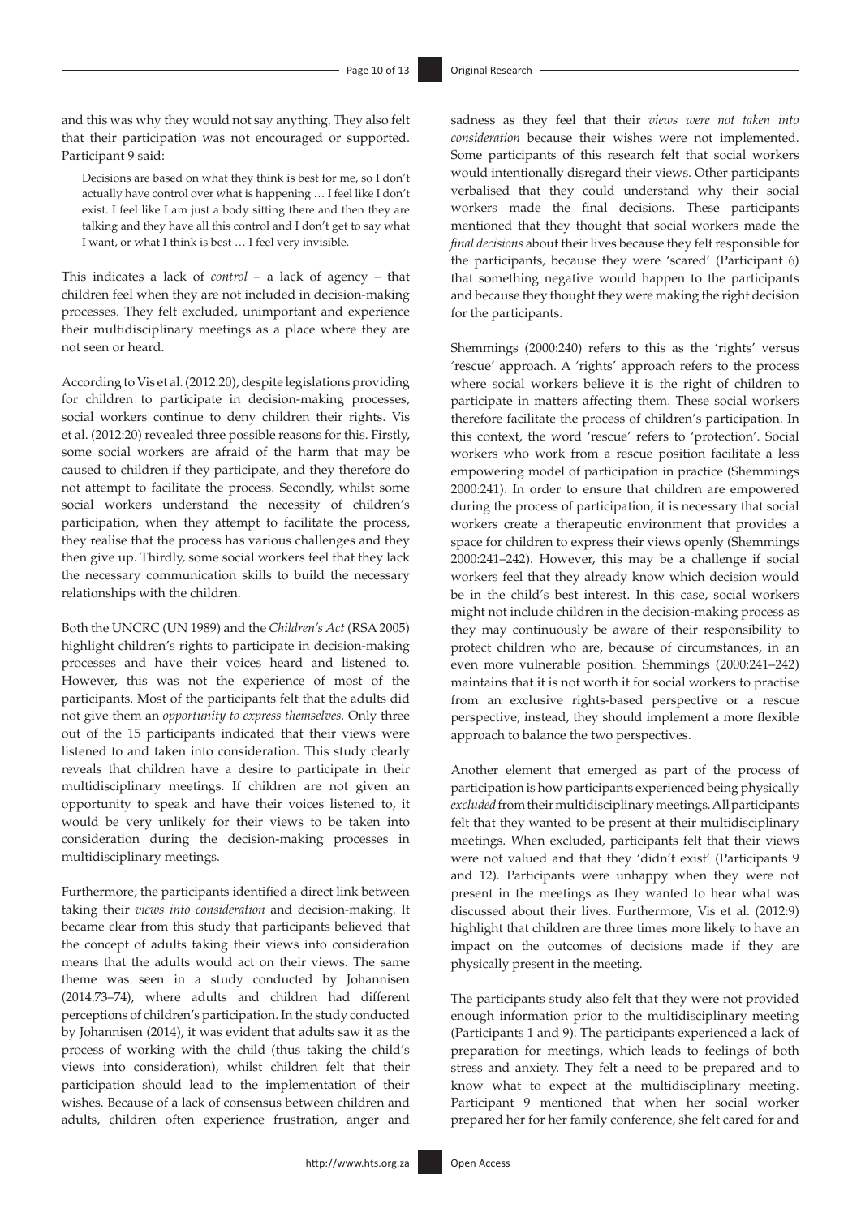and this was why they would not say anything. They also felt that their participation was not encouraged or supported. Participant 9 said:

> Decisions are based on what they think is best for me, so I don't actually have control over what is happening … I feel like I don't exist. I feel like I am just a body sitting there and then they are talking and they have all this control and I don't get to say what I want, or what I think is best … I feel very invisible.

This indicates a lack of *control* – a lack of agency – that children feel when they are not included in decision-making processes. They felt excluded, unimportant and experience their multidisciplinary meetings as a place where they are not seen or heard.

According to Vis et al. (2012:20), despite legislations providing for children to participate in decision-making processes, social workers continue to deny children their rights. Vis et al. (2012:20) revealed three possible reasons for this. Firstly, some social workers are afraid of the harm that may be caused to children if they participate, and they therefore do not attempt to facilitate the process. Secondly, whilst some social workers understand the necessity of children's participation, when they attempt to facilitate the process, they realise that the process has various challenges and they then give up. Thirdly, some social workers feel that they lack the necessary communication skills to build the necessary relationships with the children.

Both the UNCRC (UN 1989) and the *Children's Act* (RSA 2005) highlight children's rights to participate in decision-making processes and have their voices heard and listened to. However, this was not the experience of most of the participants. Most of the participants felt that the adults did not give them an *opportunity to express themselves.* Only three out of the 15 participants indicated that their views were listened to and taken into consideration. This study clearly reveals that children have a desire to participate in their multidisciplinary meetings. If children are not given an opportunity to speak and have their voices listened to, it would be very unlikely for their views to be taken into consideration during the decision-making processes in multidisciplinary meetings.

Furthermore, the participants identified a direct link between taking their *views into consideration* and decision-making. It became clear from this study that participants believed that the concept of adults taking their views into consideration means that the adults would act on their views. The same theme was seen in a study conducted by Johannisen (2014:73–74), where adults and children had different perceptions of children's participation. In the study conducted by Johannisen (2014), it was evident that adults saw it as the process of working with the child (thus taking the child's views into consideration), whilst children felt that their participation should lead to the implementation of their wishes. Because of a lack of consensus between children and adults, children often experience frustration, anger and sadness as they feel that their *views were not taken into consideration* because their wishes were not implemented. Some participants of this research felt that social workers would intentionally disregard their views. Other participants verbalised that they could understand why their social workers made the final decisions. These participants mentioned that they thought that social workers made the *final decisions* about their lives because they felt responsible for the participants, because they were 'scared' (Participant 6) that something negative would happen to the participants and because they thought they were making the right decision for the participants.

Shemmings (2000:240) refers to this as the 'rights' versus 'rescue' approach. A 'rights' approach refers to the process where social workers believe it is the right of children to participate in matters affecting them. These social workers therefore facilitate the process of children's participation. In this context, the word 'rescue' refers to 'protection'. Social workers who work from a rescue position facilitate a less empowering model of participation in practice (Shemmings 2000:241). In order to ensure that children are empowered during the process of participation, it is necessary that social workers create a therapeutic environment that provides a space for children to express their views openly (Shemmings 2000:241–242). However, this may be a challenge if social workers feel that they already know which decision would be in the child's best interest. In this case, social workers might not include children in the decision-making process as they may continuously be aware of their responsibility to protect children who are, because of circumstances, in an even more vulnerable position. Shemmings (2000:241–242) maintains that it is not worth it for social workers to practise from an exclusive rights-based perspective or a rescue perspective; instead, they should implement a more flexible approach to balance the two perspectives.

Another element that emerged as part of the process of participation is how participants experienced being physically *excluded* from their multidisciplinary meetings. All participants felt that they wanted to be present at their multidisciplinary meetings. When excluded, participants felt that their views were not valued and that they 'didn't exist' (Participants 9 and 12). Participants were unhappy when they were not present in the meetings as they wanted to hear what was discussed about their lives. Furthermore, Vis et al. (2012:9) highlight that children are three times more likely to have an impact on the outcomes of decisions made if they are physically present in the meeting.

The participants study also felt that they were not provided enough information prior to the multidisciplinary meeting (Participants 1 and 9). The participants experienced a lack of preparation for meetings, which leads to feelings of both stress and anxiety. They felt a need to be prepared and to know what to expect at the multidisciplinary meeting. Participant 9 mentioned that when her social worker prepared her for her family conference, she felt cared for and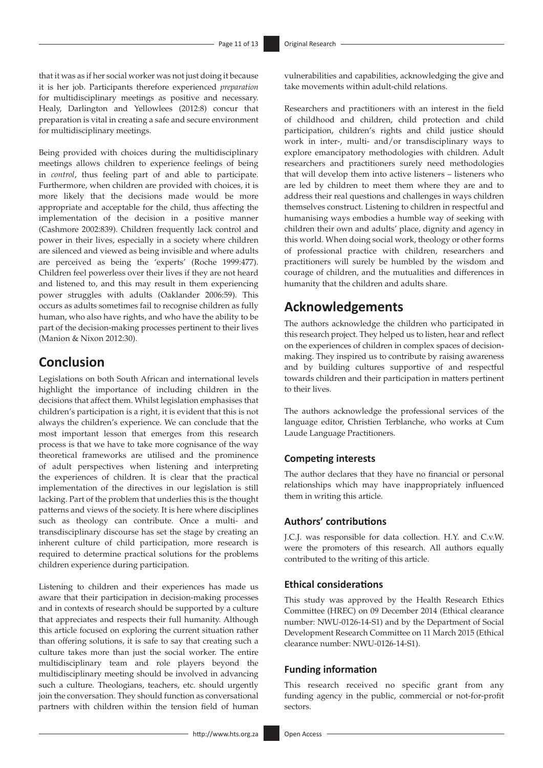that it was as if her social worker was not just doing it because it is her job. Participants therefore experienced *preparation* for multidisciplinary meetings as positive and necessary. Healy, Darlington and Yellowlees (2012:8) concur that preparation is vital in creating a safe and secure environment for multidisciplinary meetings.

Being provided with choices during the multidisciplinary meetings allows children to experience feelings of being in *control*, thus feeling part of and able to participate. Furthermore, when children are provided with choices, it is more likely that the decisions made would be more appropriate and acceptable for the child, thus affecting the implementation of the decision in a positive manner (Cashmore 2002:839). Children frequently lack control and power in their lives, especially in a society where children are silenced and viewed as being invisible and where adults are perceived as being the 'experts' (Roche 1999:477). Children feel powerless over their lives if they are not heard and listened to, and this may result in them experiencing power struggles with adults (Oaklander 2006:59). This occurs as adults sometimes fail to recognise children as fully human, who also have rights, and who have the ability to be part of the decision-making processes pertinent to their lives (Manion & Nixon 2012:30).

## Conclusion

Legislations on both South African and international levels highlight the importance of including children in the decisions that affect them. Whilst legislation emphasises that children's participation is a right, it is evident that this is not always the children's experience. We can conclude that the most important lesson that emerges from this research process is that we have to take more cognisance of the way theoretical frameworks are utilised and the prominence of adult perspectives when listening and interpreting the experiences of children. It is clear that the practical implementation of the directives in our legislation is still lacking. Part of the problem that underlies this is the thought patterns and views of the society. It is here where disciplines such as theology can contribute. Once a multi- and transdisciplinary discourse has set the stage by creating an inherent culture of child participation, more research is required to determine practical solutions for the problems children experience during participation.

Listening to children and their experiences has made us aware that their participation in decision-making processes and in contexts of research should be supported by a culture that appreciates and respects their full humanity. Although this article focused on exploring the current situation rather than offering solutions, it is safe to say that creating such a culture takes more than just the social worker. The entire multidisciplinary team and role players beyond the multidisciplinary meeting should be involved in advancing such a culture. Theologians, teachers, etc. should urgently join the conversation. They should function as conversational partners with children within the tension field of human vulnerabilities and capabilities, acknowledging the give and take movements within adult-child relations.

Researchers and practitioners with an interest in the field of childhood and children, child protection and child participation, children's rights and child justice should work in inter-, multi- and/or transdisciplinary ways to explore emancipatory methodologies with children. Adult researchers and practitioners surely need methodologies that will develop them into active listeners – listeners who are led by children to meet them where they are and to address their real questions and challenges in ways children themselves construct. Listening to children in respectful and humanising ways embodies a humble way of seeking with children their own and adults' place, dignity and agency in this world. When doing social work, theology or other forms of professional practice with children, researchers and practitioners will surely be humbled by the wisdom and courage of children, and the mutualities and differences in humanity that the children and adults share.

## Acknowledgements

The authors acknowledge the children who participated in this research project. They helped us to listen, hear and reflect on the experiences of children in complex spaces of decision-making. They inspired us to contribute by raising awareness and by building cultures supportive of and respectful towards children and their participation in matters pertinent to their lives.

The authors acknowledge the professional services of the language editor, Christien Terblanche, who works at Cum Laude Language Practitioners.

### Competing interests

The author declares that they have no financial or personal relationships which may have inappropriately influenced them in writing this article.

### Authors' contributions

J.C.J. was responsible for data collection. H.Y. and C.v.W. were the promoters of this research. All authors equally contributed to the writing of this article.

### Ethical considerations

This study was approved by the Health Research Ethics Committee (HREC) on 09 December 2014 (Ethical clearance number: NWU-0126-14-S1) and by the Department of Social Development Research Committee on 11 March 2015 (Ethical clearance number: NWU-0126-14-S1).

### Funding information

This research received no specific grant from any funding agency in the public, commercial or not-for-profit sectors.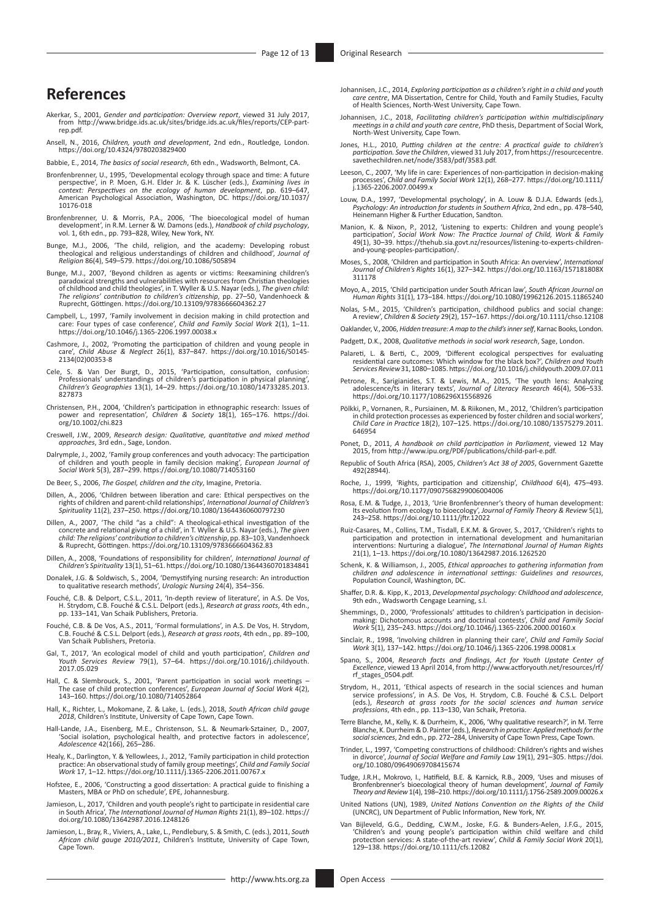# References

Akerkar, S., 2001, *Gender and participation: Overview report*, viewed 31 July 2017, from http://www.bridge.ids.ac.uk/sites/bridge.ids.ac.uk/files/reports/CEP-part-rep.pdf.

Ansell, N., 2016, *Children, youth and development*, 2nd edn., Routledge, London. https://doi.org/10.4324/9780203829400

Babbie, E., 2014, *The basics of social research*, 6th edn., Wadsworth, Belmont, CA.

Bronfenbrenner, U., 1995, 'Developmental ecology through space and time: A future perspective', in P. Moen, G.H. Elder Jr. & K. Lüscher (eds.), *Examining lives in context: Perspectives on the ecology of human development*, pp. 619–647, American Psychological Association, Washington, DC. https://doi.org/10.1037/10176-018

Bronfenbrenner, U. & Morris, P.A., 2006, 'The bioecological model of human development', in R.M. Lerner & W. Damons (eds.), *Handbook of child psychology*, vol. 1, 6th edn., pp. 793–828, Wiley, New York, NY.

Bunge, M.J., 2006, 'The child, religion, and the academy: Developing robust theological and religious understandings of children and childhood', *Journal of Religion* 86(4), 549–579. https://doi.org/10.1086/505894

Bunge, M.J., 2007, 'Beyond children as agents or victims: Reexamining children's paradoxical strengths and vulnerabilities with resources from Christian theologies of childhood and child theologies', in T. Wyller & U.S. Nayar (eds.), *The given child: The religions' contribution to children's citizenship*, pp. 27–50, Vandenhoeck & Ruprecht, Göttingen. https://doi.org/10.13109/9783666604362.27

Campbell, L., 1997, 'Family involvement in decision making in child protection and care: Four types of case conference', *Child and Family Social Work* 2(1), 1–11. https://doi.org/10.1046/j.1365-2206.1997.00038.x

Cashmore, J., 2002, 'Promoting the participation of children and young people in care', *Child Abuse & Neglect* 26(1), 837–847. https://doi.org/10.1016/S0145-2134(02)00353-8

Cele, S. & Van Der Burgt, D., 2015, 'Participation, consultation, confusion: Professionals' understandings of children's participation in physical planning', *Children's Geographies* 13(1), 14–29. https://doi.org/10.1080/14733285.2013.827873

Christensen, P.H., 2004, 'Children's participation in ethnographic research: Issues of power and representation', *Children & Society* 18(1), 165–176. https://doi.org/10.1002/chi.823

Creswell, J.W., 2009, *Research design: Qualitative, quantitative and mixed method approaches*, 3rd edn., Sage, London.

Dalrymple, J., 2002, 'Family group conferences and youth advocacy: The participation of children and youth people in family decision making', *European Journal of Social Work* 5(3), 287–299. https://doi.org/10.1080/714053160

De Beer, S., 2006, *The Gospel, children and the city*, Imagine, Pretoria.

Dillen, A., 2006, 'Children between liberation and care: Ethical perspectives on the rights of children and parent-child relationships', *International Journal of Children's Spirituality* 11(2), 237–250. https://doi.org/10.1080/13644360600797230

Dillen, A., 2007, 'The child "as a child": A theological-ethical investigation of the concrete and relational giving of a child', in T. Wyller & U.S. Nayar (eds.), *The given child: The religions' contribution to children's citizenship*, pp. 83–103, Vandenhoeck & Ruprecht, Göttingen. https://doi.org/10.13109/9783666604362.83

Dillen, A., 2008, 'Foundations of responsibility for children', *International Journal of Children's Spirituality* 13(1), 51–61. https://doi.org/10.1080/13644360701834841

Donalek, J.G. & Soldwisch, S., 2004, 'Demystifying nursing research: An introduction to qualitative research methods', *Urologic Nursing* 24(4), 354–356.

Fouché, C.B. & Delport, C.S.L., 2011, 'In-depth review of literature', in A.S. De Vos, H. Strydom, C.B. Fouché & C.S.L. Delport (eds.), *Research at grass roots*, 4th edn., pp. 133–141, Van Schaik Publishers, Pretoria.

Fouché, C.B. & De Vos, A.S., 2011, 'Formal formulations', in A.S. De Vos, H. Strydom, C.B. Fouché & C.S.L. Delport (eds.), *Research at grass roots*, 4th edn., pp. 89–100, Van Schaik Publishers, Pretoria.

Gal, T., 2017, 'An ecological model of child and youth participation', *Children and Youth Services Review* 79(1), 57–64. https://doi.org/10.1016/j.childyouth.2017.05.029

Hall, C. & Slembrouck, S., 2001, 'Parent participation in social work meetings – The case of child protection conferences', *European Journal of Social Work* 4(2), 143–160. https://doi.org/10.1080/714052864

Hall, K., Richter, L., Mokomane, Z. & Lake, L. (eds.), 2018, *South African child gauge 2018*, Children's Institute, University of Cape Town, Cape Town.

Hall-Lande, J.A., Eisenberg, M.E., Christenson, S.L. & Neumark-Sztainer, D., 2007, 'Social isolation, psychological health, and protective factors in adolescence', *Adolescence* 42(166), 265–286.

Healy, K., Darlington, Y. & Yellowlees, J., 2012, 'Family participation in child protection practice: An observational study of family group meetings', *Child and Family Social Work* 17, 1–12. https://doi.org/10.1111/j.1365-2206.2011.00767.x

Hofstee, E., 2006, 'Constructing a good dissertation: A practical guide to finishing a Masters, MBA or PhD on schedule', EPE, Johannesburg.

Jamieson, L., 2017, 'Children and youth people's right to participate in residential care in South Africa', *The International Journal of Human Rights* 21(1), 89–102. https://doi.org/10.1080/13642987.2016.1248126

Jamieson, L., Bray, R., Viviers, A., Lake, L., Pendlebury, S. & Smith, C. (eds.), 2011, *South African child gauge 2010/2011*, Children's Institute, University of Cape Town, Cape Town.

Johannisen, J.C., 2014, *Exploring participation as a children's right in a child and youth care centre*, MA Dissertation, Centre for Child, Youth and Family Studies, Faculty of Health Sciences, North-West University, Cape Town.

Johannisen, J.C., 2018, *Facilitating children's participation within multidisciplinary meetings in a child and youth care centre*, PhD thesis, Department of Social Work, North-West University, Cape Town.

Jones, H.L., 2010, *Putting children at the centre: A practical guide to children's participation. Save the Children*, viewed 31 July 2017, from https://resourcecentre.savethechildren.net/node/3583/pdf/3583.pdf.

Leeson, C., 2007, 'My life in care: Experiences of non-participation in decision-making processes', *Child and Family Social Work* 12(1), 268–277. https://doi.org/10.1111/j.1365-2206.2007.00499.x

Louw, D.A., 1997, 'Developmental psychology', in A. Louw & D.J.A. Edwards (eds.), *Psychology: An introduction for students in Southern Africa*, 2nd edn., pp. 478–540, Heinemann Higher & Further Education, Sandton.

Manion, K. & Nixon, P., 2012, 'Listening to experts: Children and young people's participation', *Social Work Now: The Practice Journal of Child, Work & Family* 49(1), 30–39. https://thehub.sia.govt.nz/resources/listening-to-experts-children-and-young-peoples-participation/.

Moses, S., 2008, 'Children and participation in South Africa: An overview', *International Journal of Children's Rights* 16(1), 327–342. https://doi.org/10.1163/157181808X311178

Moyo, A., 2015, 'Child participation under South African law', *South African Journal on Human Rights* 31(1), 173–184. https://doi.org/10.1080/19962126.2015.11865240

Nolas, S-M., 2015, 'Children's participation, childhood publics and social change: A review', *Children & Society* 29(2), 157–167. https://doi.org/10.1111/chso.12108

Oaklander, V., 2006, *Hidden treasure: A map to the child's inner self*, Karnac Books, London.

Padgett, D.K., 2008, *Qualitative methods in social work research*, Sage, London.

Palareti, L. & Berti, C., 2009, 'Different ecological perspectives for evaluating residential care outcomes: Which window for the black box?', *Children and Youth Services Review* 31, 1080–1085. https://doi.org/10.1016/j.childyouth.2009.07.011

Petrone, R., Sarigianides, S.T. & Lewis, M.A., 2015, 'The youth lens: Analyzing adolescence/ts in literary texts', *Journal of Literacy Research* 46(4), 506–533. https://doi.org/10.1177/1086296X15568926

Pölkki, P., Vornanen, R., Pursiainen, M. & Riikonen, M., 2012, 'Children's participation in child protection processes as experienced by foster children and social workers', *Child Care in Practice* 18(2), 107–125. https://doi.org/10.1080/13575279.2011.646954

Ponet, D., 2011, *A handbook on child participation in Parliament*, viewed 12 May 2015, from http://www.ipu.org/PDF/publications/child-parl-e.pdf.

Republic of South Africa (RSA), 2005, *Children's Act 38 of 2005*, Government Gazette 492(28944).

Roche, J., 1999, 'Rights, participation and citizenship', *Childhood* 6(4), 475–493. https://doi.org/10.1177/0907568299006004006

Rosa, E.M. & Tudge, J., 2013, 'Urie Bronfenbrenner's theory of human development: Its evolution from ecology to bioecology', *Journal of Family Theory & Review* 5(1), 243–258. https://doi.org/10.1111/jftr.12022

Ruiz-Casares, M., Collins, T.M., Tisdall, E.K.M. & Grover, S., 2017, 'Children's rights to participation and protection in international development and humanitarian interventions: Nurturing a dialogue', *The International Journal of Human Rights* 21(1), 1–13. https://doi.org/10.1080/13642987.2016.1262520

Schenk, K. & Williamson, J., 2005, *Ethical approaches to gathering information from children and adolescence in international settings: Guidelines and resources*, Population Council, Washington, DC.

Shaffer, D.R. &. Kipp, K., 2013, *Developmental psychology: Childhood and adolescence*, 9th edn., Wadsworth Cengage Learning, s.l.

Shemmings, D., 2000, 'Professionals' attitudes to children's participation in decision-making: Dichotomous accounts and doctrinal contests', *Child and Family Social Work* 5(1), 235–243. https://doi.org/10.1046/j.1365-2206.2000.00160.x

Sinclair, R., 1998, 'Involving children in planning their care', *Child and Family Social Work* 3(1), 137–142. https://doi.org/10.1046/j.1365-2206.1998.00081.x

Spano, S., 2004, *Research facts and findings, Act for Youth Upstate Center of Excellence*, viewed 13 April 2014, from http://www.actforyouth.net/resources/rf/rf_stages_0504.pdf.

Strydom, H., 2011, 'Ethical aspects of research in the social sciences and human service professions', in A.S. De Vos, H. Strydom, C.B. Fouché & C.S.L. Delport (eds.), *Research at grass roots for the social sciences and human service professions*, 4th edn., pp. 113–130, Van Schaik, Pretoria.

Terre Blanche, M., Kelly, K. & Durrheim, K., 2006, 'Why qualitative research?', in M. Terre Blanche, K. Durrheim & D. Painter (eds.), *Research in practice: Applied methods for the social sciences*, 2nd edn., pp. 272–284, University of Cape Town Press, Cape Town.

Trinder, L., 1997, 'Competing constructions of childhood: Children's rights and wishes in divorce', *Journal of Social Welfare and Family Law* 19(1), 291–305. https://doi.org/10.1080/09649069708415674

Tudge, J.R.H., Mokrovo, I., Hatifield, B.E. & Karnick, R.B., 2009, 'Uses and misuses of Bronfenbrenner's bioecological theory of human development', *Journal of Family Theory and Review* 1(4), 198–210. https://doi.org/10.1111/j.1756-2589.2009.00026.x

United Nations (UN), 1989, *United Nations Convention on the Rights of the Child* (UNCRC), UN Department of Public Information, New York, NY.

Van Bijleveld, G.G., Dedding, C.W.M., Joske, F.G. & Bunders-Aelen, J.F.G., 2015, 'Children's and young people's participation within child welfare and child protection services: A state-of-the-art review', *Child & Family Social Work* 20(1), 129–138. https://doi.org/10.1111/cfs.12082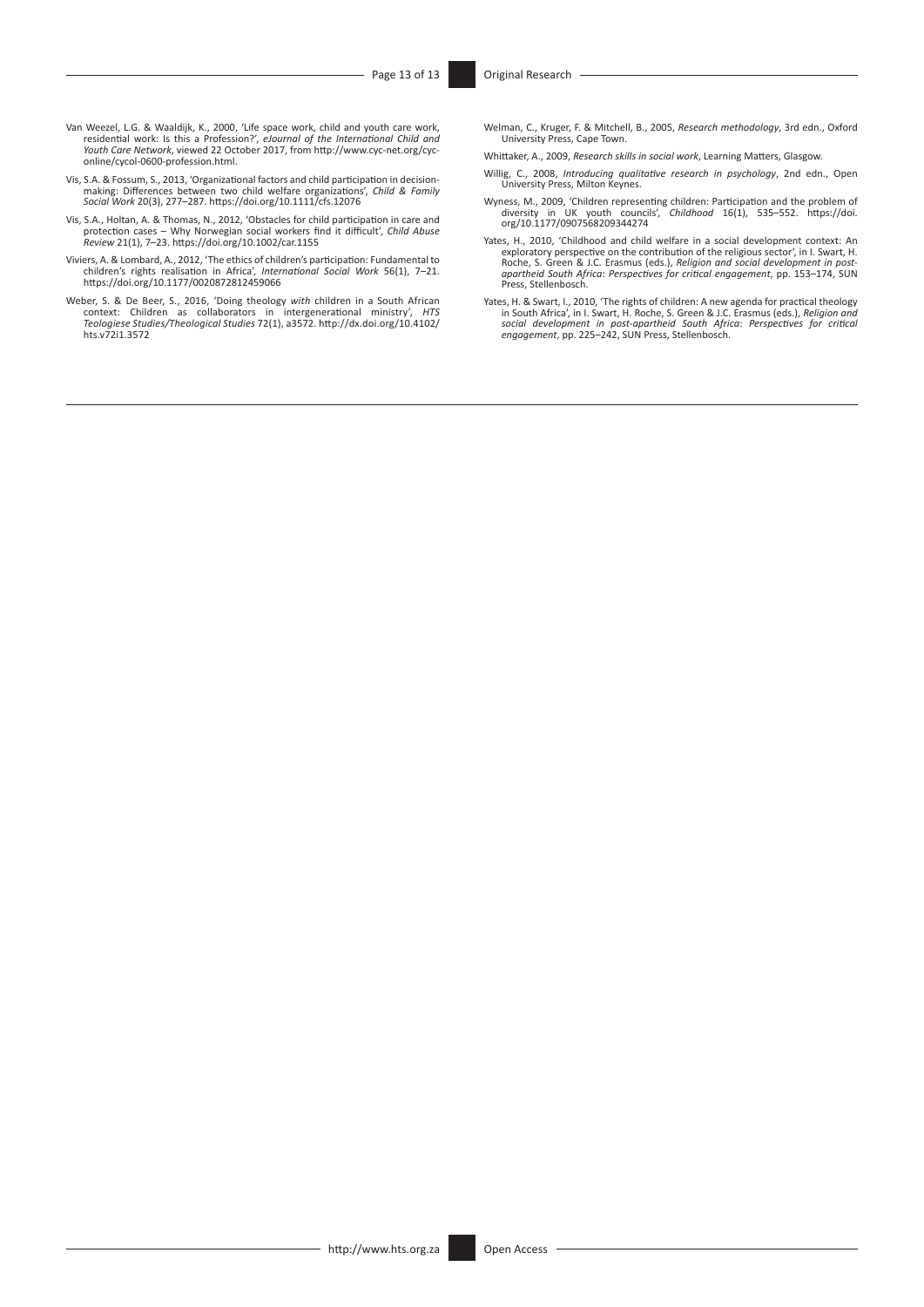Van Weezel, L.G. & Waaldijk, K., 2000, 'Life space work, child and youth care work, residential work: Is this a Profession?', *eJournal of the International Child and Youth Care Network*, viewed 22 October 2017, from http://www.cyc-net.org/cyc-online/cycol-0600-profession.html.

Vis, S.A. & Fossum, S., 2013, 'Organizational factors and child participation in decision-making: Differences between two child welfare organizations', *Child & Family Social Work* 20(3), 277–287. https://doi.org/10.1111/cfs.12076

Vis, S.A., Holtan, A. & Thomas, N., 2012, 'Obstacles for child participation in care and protection cases – Why Norwegian social workers find it difficult', *Child Abuse Review* 21(1), 7–23. https://doi.org/10.1002/car.1155

Viviers, A. & Lombard, A., 2012, 'The ethics of children's participation: Fundamental to children's rights realisation in Africa', *International Social Work* 56(1), 7–21. https://doi.org/10.1177/0020872812459066

Weber, S. & De Beer, S., 2016, 'Doing theology *with* children in a South African context: Children as collaborators in intergenerational ministry', *HTS Teologiese Studies/Theological Studies* 72(1), a3572. http://dx.doi.org/10.4102/hts.v72i1.3572

Welman, C., Kruger, F. & Mitchell, B., 2005, *Research methodology*, 3rd edn., Oxford University Press, Cape Town.

Whittaker, A., 2009, *Research skills in social work*, Learning Matters, Glasgow.

Willig, C., 2008, *Introducing qualitative research in psychology*, 2nd edn., Open University Press, Milton Keynes.

Wyness, M., 2009, 'Children representing children: Participation and the problem of diversity in UK youth councils', *Childhood* 16(1), 535–552. https://doi.org/10.1177/0907568209344274

Yates, H., 2010, 'Childhood and child welfare in a social development context: An exploratory perspective on the contribution of the religious sector', in I. Swart, H. Roche, S. Green & J.C. Erasmus (eds.), *Religion and social development in post-apartheid South Africa*: *Perspectives for critical engagement*, pp. 153–174, SUN Press, Stellenbosch.

Yates, H. & Swart, I., 2010, 'The rights of children: A new agenda for practical theology in South Africa', in I. Swart, H. Roche, S. Green & J.C. Erasmus (eds.), *Religion and social development in post-apartheid South Africa*: *Perspectives for critical engagement*, pp. 225–242, SUN Press, Stellenbosch.